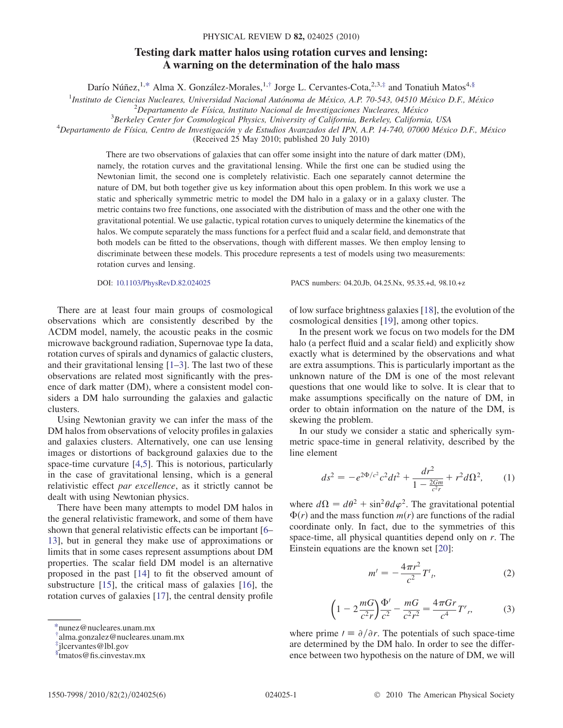# Testing dark matter halos using rotation curves and lensing: A warning on the determination of the halo mass

Darío Núñez,[1,*] Alma X. González-Morales,[1,†] Jorge L. Cervantes-Cota,[2,3,‡] and Tonatiuh Matos[4,§]

[1]*Instituto de Ciencias Nucleares, Universidad Nacional Autónoma de México, A.P. 70-543, 04510 México D.F., México*
[2]*Departamento de Física, Instituto Nacional de Investigaciones Nucleares, México*
[3]*Berkeley Center for Cosmological Physics, University of California, Berkeley, California, USA*
[4]*Departamento de Física, Centro de Investigación y de Estudios Avanzados del IPN, A.P. 14-740, 07000 México D.F., México*

(Received 25 May 2010; published 20 July 2010)

There are two observations of galaxies that can offer some insight into the nature of dark matter (DM), namely, the rotation curves and the gravitational lensing. While the first one can be studied using the Newtonian limit, the second one is completely relativistic. Each one separately cannot determine the nature of DM, but both together give us key information about this open problem. In this work we use a static and spherically symmetric metric to model the DM halo in a galaxy or in a galaxy cluster. The metric contains two free functions, one associated with the distribution of mass and the other one with the gravitational potential. We use galactic, typical rotation curves to uniquely determine the kinematics of the halos. We compute separately the mass functions for a perfect fluid and a scalar field, and demonstrate that both models can be fitted to the observations, though with different masses. We then employ lensing to discriminate between these models. This procedure represents a test of models using two measurements: rotation curves and lensing.

DOI: 10.1103/PhysRevD.82.024025 PACS numbers: 04.20.Jb, 04.25.Nx, 95.35.+d, 98.10.+z

There are at least four main groups of cosmological observations which are consistently described by the $\Lambda$CDM model, namely, the acoustic peaks in the cosmic microwave background radiation, Supernovae type Ia data, rotation curves of spirals and dynamics of galactic clusters, and their gravitational lensing [1–3]. The last two of these observations are related most significantly with the presence of dark matter (DM), where a consistent model considers a DM halo surrounding the galaxies and galactic clusters.

Using Newtonian gravity we can infer the mass of the DM halos from observations of velocity profiles in galaxies and galaxies clusters. Alternatively, one can use lensing images or distortions of background galaxies due to the space-time curvature [4,5]. This is notorious, particularly in the case of gravitational lensing, which is a general relativistic effect *par excellence*, as it strictly cannot be dealt with using Newtonian physics.

There have been many attempts to model DM halos in the general relativistic framework, and some of them have shown that general relativistic effects can be important [6–13], but in general they make use of approximations or limits that in some cases represent assumptions about DM properties. The scalar field DM model is an alternative proposed in the past [14] to fit the observed amount of substructure [15], the critical mass of galaxies [16], the rotation curves of galaxies [17], the central density profile of low surface brightness galaxies [18], the evolution of the cosmological densities [19], among other topics.

In the present work we focus on two models for the DM halo (a perfect fluid and a scalar field) and explicitly show exactly what is determined by the observations and what are extra assumptions. This is particularly important as the unknown nature of the DM is one of the most relevant questions that one would like to solve. It is clear that to make assumptions specifically on the nature of DM, in order to obtain information on the nature of the DM, is skewing the problem.

In our study we consider a static and spherically symmetric space-time in general relativity, described by the line element

$$ds^2 = -e^{2\Phi/c^2}c^2dt^2 + \frac{dr^2}{1-\frac{2Gm}{c^2r}} + r^2d\Omega^2, \qquad (1)$$

where $d\Omega = d\theta^2 + \sin^2\theta d\varphi^2$. The gravitational potential $\Phi(r)$ and the mass function $m(r)$ are functions of the radial coordinate only. In fact, due to the symmetries of this space-time, all physical quantities depend only on $r$. The Einstein equations are the known set [20]:

$$m' = -\frac{4\pi r^2}{c^2}T^t{}_t, \qquad (2)$$

$$\left(1 - 2\frac{mG}{c^2r}\right)\frac{\Phi'}{c^2} - \frac{mG}{c^2r^2} = \frac{4\pi Gr}{c^4}T^r{}_r, \qquad (3)$$

where prime $' \equiv \partial/\partial r$. The potentials of such space-time are determined by the DM halo. In order to see the difference between two hypothesis on the nature of DM, we will

---

[*] nunez@nucleares.unam.mx
[†] alma.gonzalez@nucleares.unam.mx
[‡] jlcervantes@lbl.gov
[§] tmatos@fis.cinvestav.mx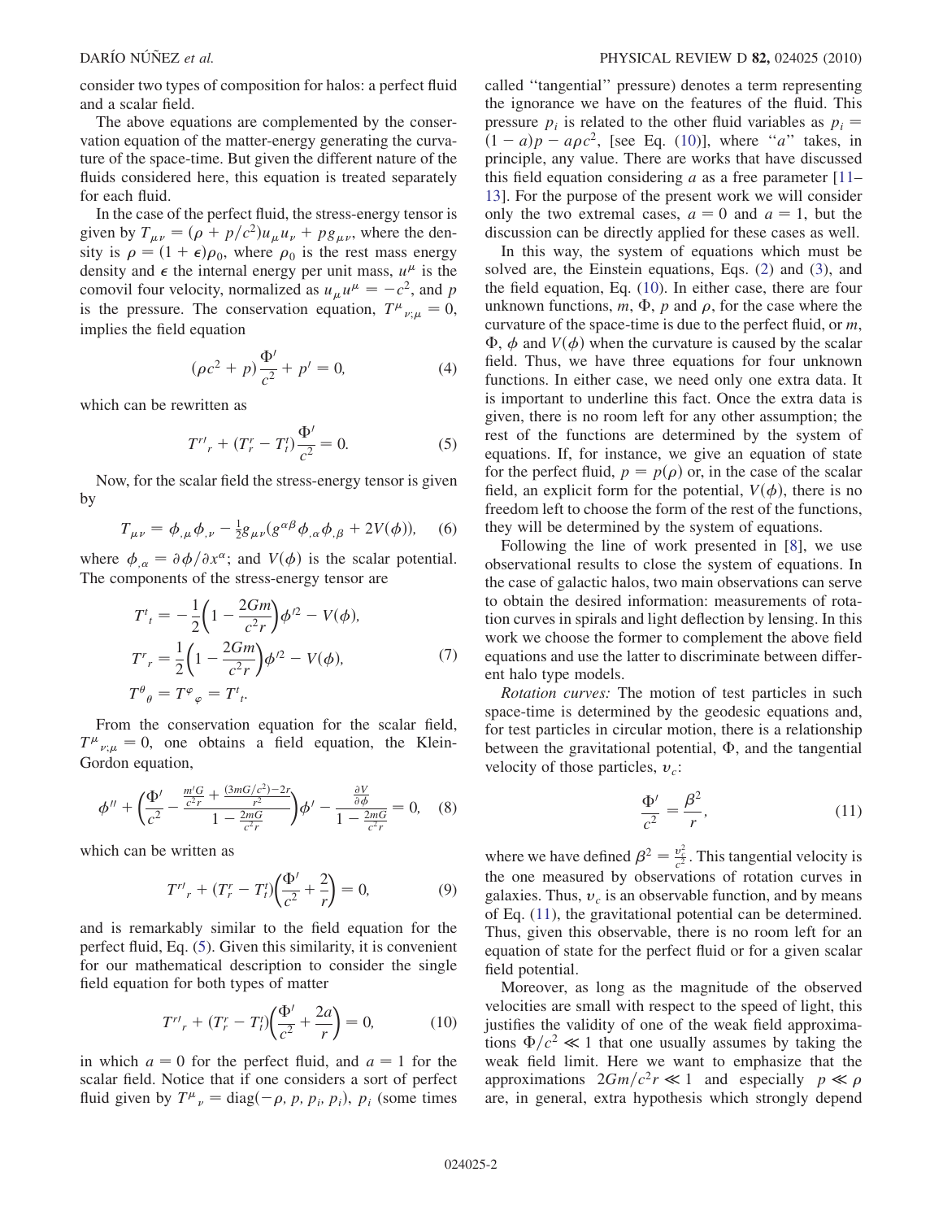consider two types of composition for halos: a perfect fluid and a scalar field.

The above equations are complemented by the conservation equation of the matter-energy generating the curvature of the space-time. But given the different nature of the fluids considered here, this equation is treated separately for each fluid.

In the case of the perfect fluid, the stress-energy tensor is given by $T_{\mu\nu} = (\rho + p/c^2)u_\mu u_\nu + p g_{\mu\nu}$, where the density is $\rho = (1+\epsilon)\rho_0$, where $\rho_0$ is the rest mass energy density and $\epsilon$ the internal energy per unit mass, $u^\mu$ is the comovil four velocity, normalized as $u_\mu u^\mu = -c^2$, and $p$ is the pressure. The conservation equation, $T^\mu{}_{\nu;\mu} = 0$, implies the field equation

$$(\rho c^2 + p)\frac{\Phi'}{c^2} + p' = 0, \tag{4}$$

which can be rewritten as

$$T^{r\prime}{}_r + (T^r_r - T^t_t)\frac{\Phi'}{c^2} = 0. \tag{5}$$

Now, for the scalar field the stress-energy tensor is given by

$$T_{\mu\nu} = \phi_{,\mu}\phi_{,\nu} - \tfrac{1}{2}g_{\mu\nu}(g^{\alpha\beta}\phi_{,\alpha}\phi_{,\beta} + 2V(\phi)), \tag{6}$$

where $\phi_{,\alpha} = \partial\phi/\partial x^\alpha$; and $V(\phi)$ is the scalar potential. The components of the stress-energy tensor are

$$\begin{aligned} T^t{}_t &= -\frac{1}{2}\left(1 - \frac{2Gm}{c^2 r}\right)\phi'^2 - V(\phi),\\ T^r{}_r &= \frac{1}{2}\left(1 - \frac{2Gm}{c^2 r}\right)\phi'^2 - V(\phi),\\ T^\theta{}_\theta &= T^\varphi{}_\varphi = T^t{}_t. \end{aligned} \tag{7}$$

From the conservation equation for the scalar field, $T^\mu{}_{\nu;\mu} = 0$, one obtains a field equation, the Klein-Gordon equation,

$$\phi'' + \left(\frac{\Phi'}{c^2} - \frac{\frac{m'G}{c^2 r} + \frac{(3mG/c^2) - 2r}{r^2}}{1 - \frac{2mG}{c^2 r}}\right)\phi' - \frac{\frac{\partial V}{\partial\phi}}{1 - \frac{2mG}{c^2 r}} = 0, \tag{8}$$

which can be written as

$$T^{r\prime}{}_r + (T^r_r - T^t_t)\left(\frac{\Phi'}{c^2} + \frac{2}{r}\right) = 0, \tag{9}$$

and is remarkably similar to the field equation for the perfect fluid, Eq. (5). Given this similarity, it is convenient for our mathematical description to consider the single field equation for both types of matter

$$T^{r\prime}{}_r + (T^r_r - T^t_t)\left(\frac{\Phi'}{c^2} + \frac{2a}{r}\right) = 0, \tag{10}$$

in which $a = 0$ for the perfect fluid, and $a = 1$ for the scalar field. Notice that if one considers a sort of perfect fluid given by $T^\mu{}_\nu = \mathrm{diag}(-\rho, p, p_i, p_i)$, $p_i$ (some times called "tangential" pressure) denotes a term representing the ignorance we have on the features of the fluid. This pressure $p_i$ is related to the other fluid variables as $p_i = (1-a)p - a\rho c^2$, [see Eq. (10)], where "$a$" takes, in principle, any value. There are works that have discussed this field equation considering $a$ as a free parameter [11–13]. For the purpose of the present work we will consider only the two extremal cases, $a = 0$ and $a = 1$, but the discussion can be directly applied for these cases as well.

In this way, the system of equations which must be solved are, the Einstein equations, Eqs. (2) and (3), and the field equation, Eq. (10). In either case, there are four unknown functions, $m$, $\Phi$, $p$ and $\rho$, for the case where the curvature of the space-time is due to the perfect fluid, or $m$, $\Phi$, $\phi$ and $V(\phi)$ when the curvature is caused by the scalar field. Thus, we have three equations for four unknown functions. In either case, we need only one extra data. It is important to underline this fact. Once the extra data is given, there is no room left for any other assumption; the rest of the functions are determined by the system of equations. If, for instance, we give an equation of state for the perfect fluid, $p = p(\rho)$ or, in the case of the scalar field, an explicit form for the potential, $V(\phi)$, there is no freedom left to choose the form of the rest of the functions, they will be determined by the system of equations.

Following the line of work presented in [8], we use observational results to close the system of equations. In the case of galactic halos, two main observations can serve to obtain the desired information: measurements of rotation curves in spirals and light deflection by lensing. In this work we choose the former to complement the above field equations and use the latter to discriminate between different halo type models.

*Rotation curves:* The motion of test particles in such space-time is determined by the geodesic equations and, for test particles in circular motion, there is a relationship between the gravitational potential, $\Phi$, and the tangential velocity of those particles, $v_c$:

$$\frac{\Phi'}{c^2} = \frac{\beta^2}{r}, \tag{11}$$

where we have defined $\beta^2 = \frac{v_c^2}{c^2}$. This tangential velocity is the one measured by observations of rotation curves in galaxies. Thus, $v_c$ is an observable function, and by means of Eq. (11), the gravitational potential can be determined. Thus, given this observable, there is no room left for an equation of state for the perfect fluid or for a given scalar field potential.

Moreover, as long as the magnitude of the observed velocities are small with respect to the speed of light, this justifies the validity of one of the weak field approximations $\Phi/c^2 \ll 1$ that one usually assumes by taking the weak field limit. Here we want to emphasize that the approximations $2Gm/c^2 r \ll 1$ and especially $p \ll \rho$ are, in general, extra hypothesis which strongly depend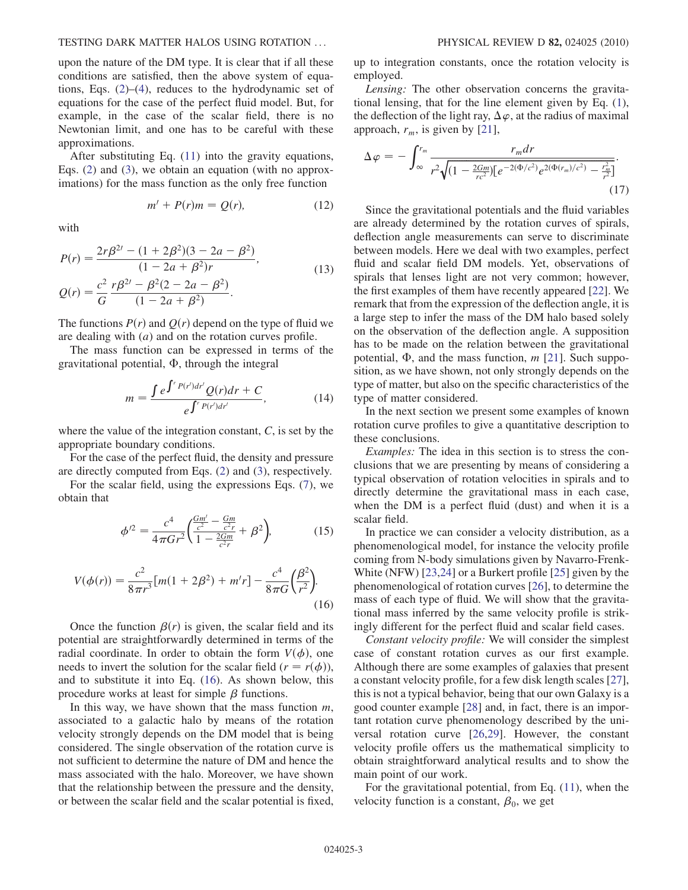upon the nature of the DM type. It is clear that if all these conditions are satisfied, then the above system of equations, Eqs. (2)–(4), reduces to the hydrodynamic set of equations for the case of the perfect fluid model. But, for example, in the case of the scalar field, there is no Newtonian limit, and one has to be careful with these approximations.

After substituting Eq. (11) into the gravity equations, Eqs. (2) and (3), we obtain an equation (with no approximations) for the mass function as the only free function

$$m' + P(r)m = Q(r), \tag{12}$$

with

$$P(r) = \frac{2r\beta^{2\prime} - (1 + 2\beta^2)(3 - 2a - \beta^2)}{(1 - 2a + \beta^2)r},$$
$$Q(r) = \frac{c^2}{G}\frac{r\beta^{2\prime} - \beta^2(2 - 2a - \beta^2)}{(1 - 2a + \beta^2)}. \tag{13}$$

The functions $P(r)$ and $Q(r)$ depend on the type of fluid we are dealing with ($a$) and on the rotation curves profile.

The mass function can be expressed in terms of the gravitational potential, $\Phi$, through the integral

$$m = \frac{\int e^{\int^r P(r')dr'} Q(r)dr + C}{e^{\int^r P(r')dr'}}, \tag{14}$$

where the value of the integration constant, $C$, is set by the appropriate boundary conditions.

For the case of the perfect fluid, the density and pressure are directly computed from Eqs. (2) and (3), respectively.

For the scalar field, using the expressions Eqs. (7), we obtain that

$$\phi'^2 = \frac{c^4}{4\pi G r^2}\left(\frac{\frac{Gm'}{c^2} - \frac{Gm}{c^2 r}}{1 - \frac{2Gm}{c^2 r}} + \beta^2\right), \tag{15}$$

$$V(\phi(r)) = \frac{c^2}{8\pi r^3}[m(1 + 2\beta^2) + m'r] - \frac{c^4}{8\pi G}\left(\frac{\beta^2}{r^2}\right). \tag{16}$$

Once the function $\beta(r)$ is given, the scalar field and its potential are straightforwardly determined in terms of the radial coordinate. In order to obtain the form $V(\phi)$, one needs to invert the solution for the scalar field ($r = r(\phi)$), and to substitute it into Eq. (16). As shown below, this procedure works at least for simple $\beta$ functions.

In this way, we have shown that the mass function $m$, associated to a galactic halo by means of the rotation velocity strongly depends on the DM model that is being considered. The single observation of the rotation curve is not sufficient to determine the nature of DM and hence the mass associated with the halo. Moreover, we have shown that the relationship between the pressure and the density, or between the scalar field and the scalar potential is fixed, up to integration constants, once the rotation velocity is employed.

*Lensing:* The other observation concerns the gravitational lensing, that for the line element given by Eq. (1), the deflection of the light ray, $\Delta\varphi$, at the radius of maximal approach, $r_m$, is given by [21],

$$\Delta\varphi = -\int_{\infty}^{r_m} \frac{r_m dr}{r^2\sqrt{(1 - \frac{2Gm}{rc^2})[e^{-2(\Phi/c^2)}e^{2(\Phi(r_m)/c^2)} - \frac{r_m^2}{r^2}]}}. \tag{17}$$

Since the gravitational potentials and the fluid variables are already determined by the rotation curves of spirals, deflection angle measurements can serve to discriminate between models. Here we deal with two examples, perfect fluid and scalar field DM models. Yet, observations of spirals that lenses light are not very common; however, the first examples of them have recently appeared [22]. We remark that from the expression of the deflection angle, it is a large step to infer the mass of the DM halo based solely on the observation of the deflection angle. A supposition has to be made on the relation between the gravitational potential, $\Phi$, and the mass function, $m$ [21]. Such supposition, as we have shown, not only strongly depends on the type of matter, but also on the specific characteristics of the type of matter considered.

In the next section we present some examples of known rotation curve profiles to give a quantitative description to these conclusions.

*Examples:* The idea in this section is to stress the conclusions that we are presenting by means of considering a typical observation of rotation velocities in spirals and to directly determine the gravitational mass in each case, when the DM is a perfect fluid (dust) and when it is a scalar field.

In practice we can consider a velocity distribution, as a phenomenological model, for instance the velocity profile coming from N-body simulations given by Navarro-Frenk-White (NFW) [23,24] or a Burkert profile [25] given by the phenomenological of rotation curves [26], to determine the mass of each type of fluid. We will show that the gravitational mass inferred by the same velocity profile is strikingly different for the perfect fluid and scalar field cases.

*Constant velocity profile:* We will consider the simplest case of constant rotation curves as our first example. Although there are some examples of galaxies that present a constant velocity profile, for a few disk length scales [27], this is not a typical behavior, being that our own Galaxy is a good counter example [28] and, in fact, there is an important rotation curve phenomenology described by the universal rotation curve [26,29]. However, the constant velocity profile offers us the mathematical simplicity to obtain straightforward analytical results and to show the main point of our work.

For the gravitational potential, from Eq. (11), when the velocity function is a constant, $\beta_0$, we get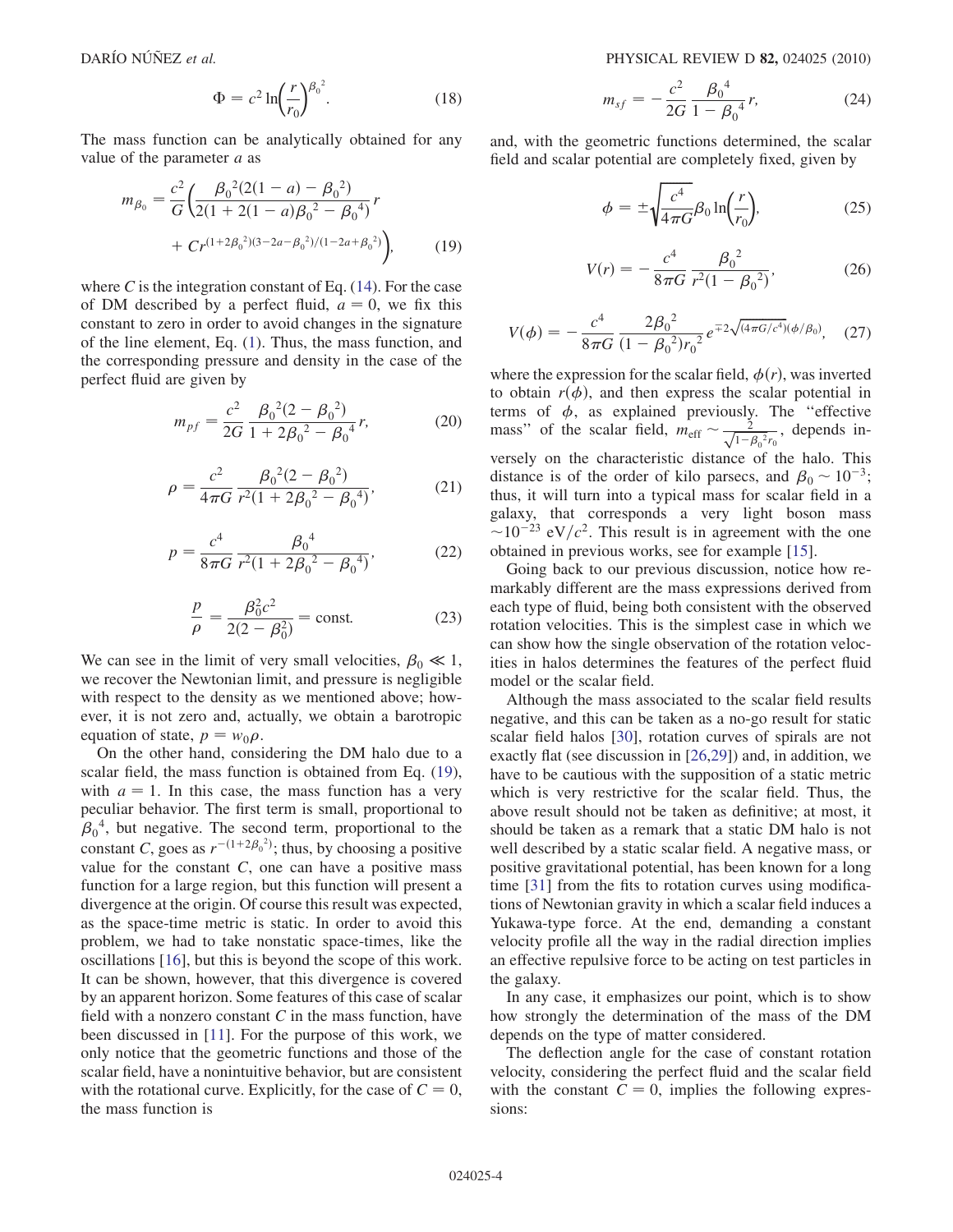$$\Phi = c^2 \ln\left(\frac{r}{r_0}\right)^{\beta_0{}^2}. \tag{18}$$

The mass function can be analytically obtained for any value of the parameter $a$ as

$$m_{\beta_0} = \frac{c^2}{G}\left(\frac{\beta_0{}^2(2(1-a)-\beta_0{}^2)}{2(1+2(1-a)\beta_0{}^2-\beta_0{}^4)} r + C r^{(1+2\beta_0{}^2)(3-2a-\beta_0{}^2)/(1-2a+\beta_0{}^2)}\right), \tag{19}$$

where $C$ is the integration constant of Eq. (14). For the case of DM described by a perfect fluid, $a = 0$, we fix this constant to zero in order to avoid changes in the signature of the line element, Eq. (1). Thus, the mass function, and the corresponding pressure and density in the case of the perfect fluid are given by

$$m_{pf} = \frac{c^2}{2G}\frac{\beta_0{}^2(2-\beta_0{}^2)}{1+2\beta_0{}^2-\beta_0{}^4} r, \tag{20}$$

$$\rho = \frac{c^2}{4\pi G}\frac{\beta_0{}^2(2-\beta_0{}^2)}{r^2(1+2\beta_0{}^2-\beta_0{}^4)}, \tag{21}$$

$$p = \frac{c^4}{8\pi G}\frac{\beta_0{}^4}{r^2(1+2\beta_0{}^2-\beta_0{}^4)}, \tag{22}$$

$$\frac{p}{\rho} = \frac{\beta_0^2 c^2}{2(2-\beta_0^2)} = \text{const}. \tag{23}$$

We can see in the limit of very small velocities, $\beta_0 \ll 1$, we recover the Newtonian limit, and pressure is negligible with respect to the density as we mentioned above; however, it is not zero and, actually, we obtain a barotropic equation of state, $p = w_0 \rho$.

On the other hand, considering the DM halo due to a scalar field, the mass function is obtained from Eq. (19), with $a = 1$. In this case, the mass function has a very peculiar behavior. The first term is small, proportional to $\beta_0{}^4$, but negative. The second term, proportional to the constant $C$, goes as $r^{-(1+2\beta_0{}^2)}$; thus, by choosing a positive value for the constant $C$, one can have a positive mass function for a large region, but this function will present a divergence at the origin. Of course this result was expected, as the space-time metric is static. In order to avoid this problem, we had to take nonstatic space-times, like the oscillations [16], but this is beyond the scope of this work. It can be shown, however, that this divergence is covered by an apparent horizon. Some features of this case of scalar field with a nonzero constant $C$ in the mass function, have been discussed in [11]. For the purpose of this work, we only notice that the geometric functions and those of the scalar field, have a nonintuitive behavior, but are consistent with the rotational curve. Explicitly, for the case of $C = 0$, the mass function is

$$m_{sf} = -\frac{c^2}{2G}\frac{\beta_0{}^4}{1-\beta_0{}^4} r, \tag{24}$$

and, with the geometric functions determined, the scalar field and scalar potential are completely fixed, given by

$$\phi = \pm\sqrt{\frac{c^4}{4\pi G}}\beta_0 \ln\left(\frac{r}{r_0}\right), \tag{25}$$

$$V(r) = -\frac{c^4}{8\pi G}\frac{\beta_0{}^2}{r^2(1-\beta_0{}^2)}, \tag{26}$$

$$V(\phi) = -\frac{c^4}{8\pi G}\frac{2\beta_0{}^2}{(1-\beta_0{}^2) r_0{}^2} e^{\mp 2\sqrt{(4\pi G/c^4)}(\phi/\beta_0)}, \tag{27}$$

where the expression for the scalar field, $\phi(r)$, was inverted to obtain $r(\phi)$, and then express the scalar potential in terms of $\phi$, as explained previously. The "effective mass" of the scalar field, $m_{\text{eff}} \sim \frac{2}{\sqrt{1-\beta_0{}^2} r_0}$, depends inversely on the characteristic distance of the halo. This distance is of the order of kilo parsecs, and $\beta_0 \sim 10^{-3}$; thus, it will turn into a typical mass for scalar field in a galaxy, that corresponds a very light boson mass $\sim 10^{-23}$ eV$/c^2$. This result is in agreement with the one obtained in previous works, see for example [15].

Going back to our previous discussion, notice how remarkably different are the mass expressions derived from each type of fluid, being both consistent with the observed rotation velocities. This is the simplest case in which we can show how the single observation of the rotation velocities in halos determines the features of the perfect fluid model or the scalar field.

Although the mass associated to the scalar field results negative, and this can be taken as a no-go result for static scalar field halos [30], rotation curves of spirals are not exactly flat (see discussion in [26,29]) and, in addition, we have to be cautious with the supposition of a static metric which is very restrictive for the scalar field. Thus, the above result should not be taken as definitive; at most, it should be taken as a remark that a static DM halo is not well described by a static scalar field. A negative mass, or positive gravitational potential, has been known for a long time [31] from the fits to rotation curves using modifications of Newtonian gravity in which a scalar field induces a Yukawa-type force. At the end, demanding a constant velocity profile all the way in the radial direction implies an effective repulsive force to be acting on test particles in the galaxy.

In any case, it emphasizes our point, which is to show how strongly the determination of the mass of the DM depends on the type of matter considered.

The deflection angle for the case of constant rotation velocity, considering the perfect fluid and the scalar field with the constant $C = 0$, implies the following expressions: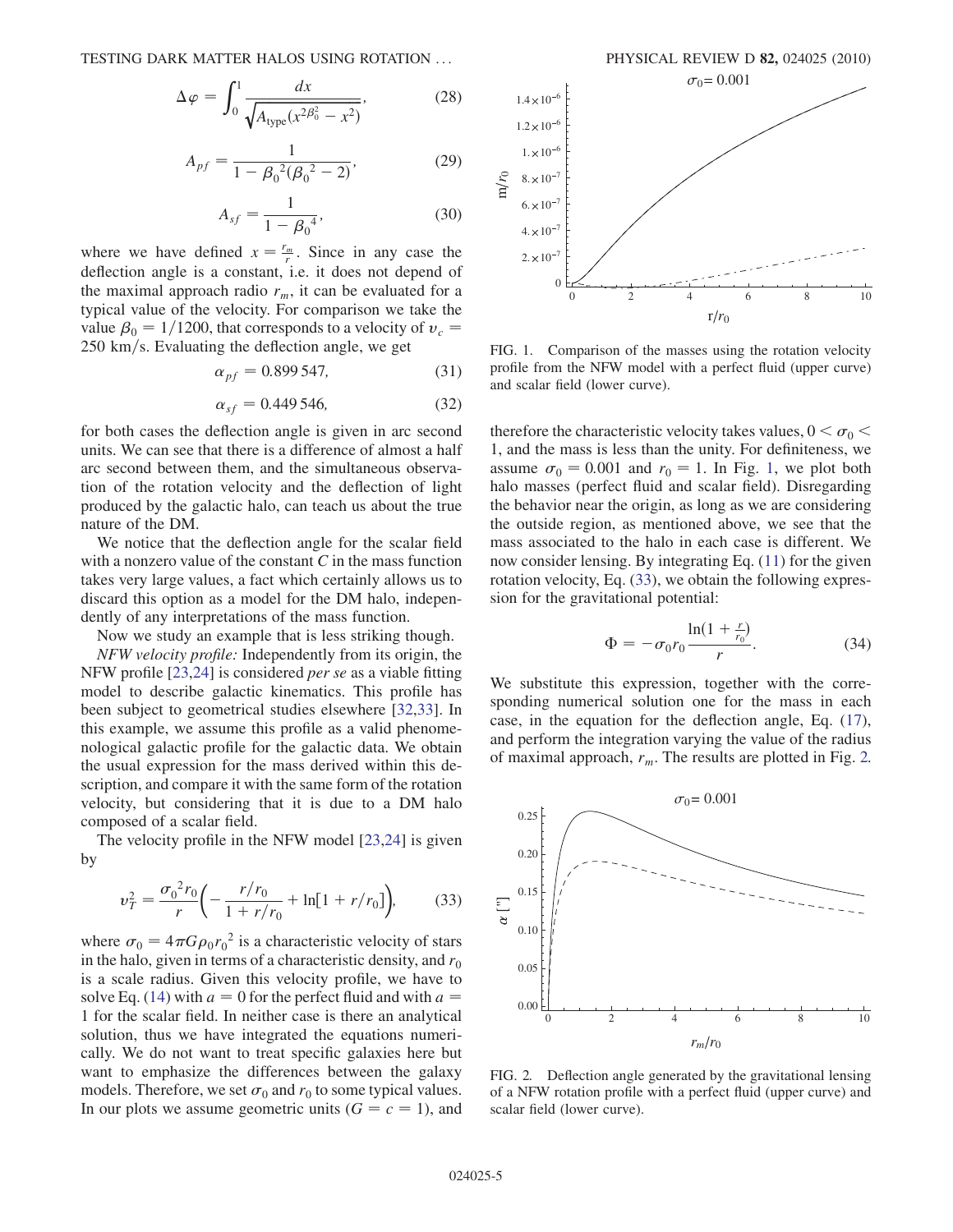$$\Delta\varphi = \int_0^1 \frac{dx}{\sqrt{A_{\rm type}(x^{2\beta_0^2} - x^2)}}, \quad (28)$$

$$A_{pf} = \frac{1}{1 - \beta_0{}^2(\beta_0{}^2 - 2)}, \quad (29)$$

$$A_{sf} = \frac{1}{1 - \beta_0{}^4}, \quad (30)$$

where we have defined $x = \frac{r_m}{r}$. Since in any case the deflection angle is a constant, i.e. it does not depend of the maximal approach radio $r_m$, it can be evaluated for a typical value of the velocity. For comparison we take the value $\beta_0 = 1/1200$, that corresponds to a velocity of $v_c = 250$ km/s. Evaluating the deflection angle, we get

$$\alpha_{pf} = 0.899\,547, \quad (31)$$

$$\alpha_{sf} = 0.449\,546, \quad (32)$$

for both cases the deflection angle is given in arc second units. We can see that there is a difference of almost a half arc second between them, and the simultaneous observation of the rotation velocity and the deflection of light produced by the galactic halo, can teach us about the true nature of the DM.

We notice that the deflection angle for the scalar field with a nonzero value of the constant $C$ in the mass function takes very large values, a fact which certainly allows us to discard this option as a model for the DM halo, independently of any interpretations of the mass function.

Now we study an example that is less striking though.

*NFW velocity profile:* Independently from its origin, the NFW profile [23,24] is considered *per se* as a viable fitting model to describe galactic kinematics. This profile has been subject to geometrical studies elsewhere [32,33]. In this example, we assume this profile as a valid phenomenological galactic profile for the galactic data. We obtain the usual expression for the mass derived within this description, and compare it with the same form of the rotation velocity, but considering that it is due to a DM halo composed of a scalar field.

The velocity profile in the NFW model [23,24] is given by

$$v_T^2 = \frac{\sigma_0{}^2 r_0}{r}\left(-\frac{r/r_0}{1 + r/r_0} + \ln[1 + r/r_0]\right), \quad (33)$$

where $\sigma_0 = 4\pi G \rho_0 r_0{}^2$ is a characteristic velocity of stars in the halo, given in terms of a characteristic density, and $r_0$ is a scale radius. Given this velocity profile, we have to solve Eq. (14) with $a = 0$ for the perfect fluid and with $a = 1$ for the scalar field. In neither case is there an analytical solution, thus we have integrated the equations numerically. We do not want to treat specific galaxies here but want to emphasize the differences between the galaxy models. Therefore, we set $\sigma_0$ and $r_0$ to some typical values. In our plots we assume geometric units ($G = c = 1$), and therefore the characteristic velocity takes values, $0 < \sigma_0 < 1$, and the mass is less than the unity. For definiteness, we assume $\sigma_0 = 0.001$ and $r_0 = 1$. In Fig. 1, we plot both halo masses (perfect fluid and scalar field). Disregarding the behavior near the origin, as long as we are considering the outside region, as mentioned above, we see that the mass associated to the halo in each case is different. We now consider lensing. By integrating Eq. (11) for the given rotation velocity, Eq. (33), we obtain the following expression for the gravitational potential:

$$\Phi = -\sigma_0 r_0 \frac{\ln(1 + \frac{r}{r_0})}{r}. \quad (34)$$

We substitute this expression, together with the corresponding numerical solution one for the mass in each case, in the equation for the deflection angle, Eq. (17), and perform the integration varying the value of the radius of maximal approach, $r_m$. The results are plotted in Fig. 2.

FIG. 1. Comparison of the masses using the rotation velocity profile from the NFW model with a perfect fluid (upper curve) and scalar field (lower curve).

FIG. 2. Deflection angle generated by the gravitational lensing of a NFW rotation profile with a perfect fluid (upper curve) and scalar field (lower curve).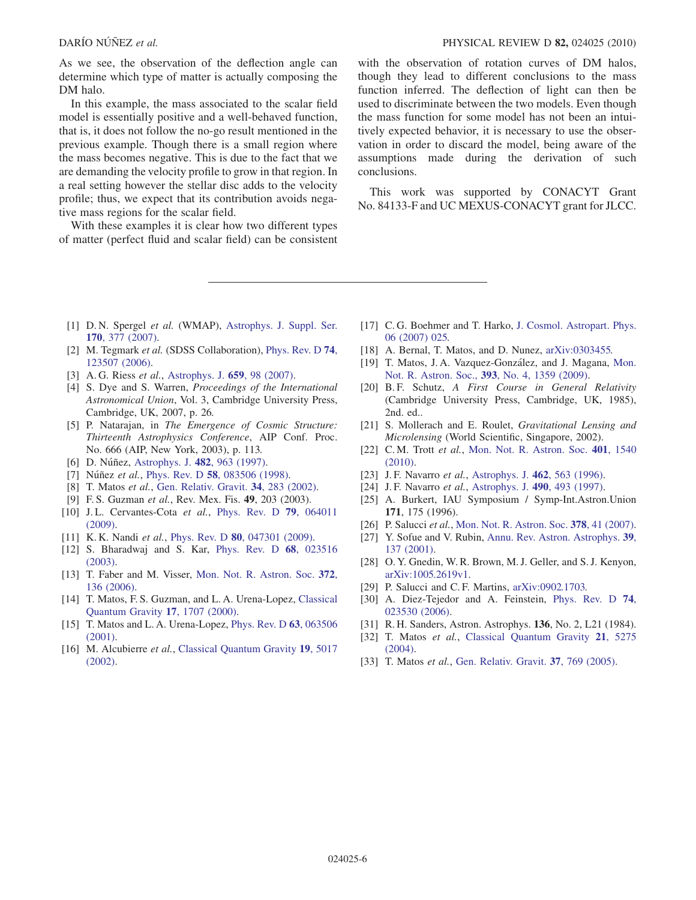As we see, the observation of the deflection angle can determine which type of matter is actually composing the DM halo.

In this example, the mass associated to the scalar field model is essentially positive and a well-behaved function, that is, it does not follow the no-go result mentioned in the previous example. Though there is a small region where the mass becomes negative. This is due to the fact that we are demanding the velocity profile to grow in that region. In a real setting however the stellar disc adds to the velocity profile; thus, we expect that its contribution avoids negative mass regions for the scalar field.

With these examples it is clear how two different types of matter (perfect fluid and scalar field) can be consistent with the observation of rotation curves of DM halos, though they lead to different conclusions to the mass function inferred. The deflection of light can then be used to discriminate between the two models. Even though the mass function for some model has not been an intuitively expected behavior, it is necessary to use the observation in order to discard the model, being aware of the assumptions made during the derivation of such conclusions.

This work was supported by CONACYT Grant No. 84133-F and UC MEXUS-CONACYT grant for JLCC.

---

[1] D. N. Spergel *et al.* (WMAP), Astrophys. J. Suppl. Ser. **170**, 377 (2007).

[2] M. Tegmark *et al.* (SDSS Collaboration), Phys. Rev. D **74**, 123507 (2006).

[3] A. G. Riess *et al.*, Astrophys. J. **659**, 98 (2007).

[4] S. Dye and S. Warren, *Proceedings of the International Astronomical Union*, Vol. 3, Cambridge University Press, Cambridge, UK, 2007, p. 26.

[5] P. Natarajan, in *The Emergence of Cosmic Structure: Thirteenth Astrophysics Conference*, AIP Conf. Proc. No. 666 (AIP, New York, 2003), p. 113.

[6] D. Núñez, Astrophys. J. **482**, 963 (1997).

[7] Núñez *et al.*, Phys. Rev. D **58**, 083506 (1998).

[8] T. Matos *et al.*, Gen. Relativ. Gravit. **34**, 283 (2002).

[9] F. S. Guzman *et al.*, Rev. Mex. Fis. **49**, 203 (2003).

[10] J. L. Cervantes-Cota *et al.*, Phys. Rev. D **79**, 064011 (2009).

[11] K. K. Nandi *et al.*, Phys. Rev. D **80**, 047301 (2009).

[12] S. Bharadwaj and S. Kar, Phys. Rev. D **68**, 023516 (2003).

[13] T. Faber and M. Visser, Mon. Not. R. Astron. Soc. **372**, 136 (2006).

[14] T. Matos, F. S. Guzman, and L. A. Urena-Lopez, Classical Quantum Gravity **17**, 1707 (2000).

[15] T. Matos and L. A. Urena-Lopez, Phys. Rev. D **63**, 063506 (2001).

[16] M. Alcubierre *et al.*, Classical Quantum Gravity **19**, 5017 (2002).

[17] C. G. Boehmer and T. Harko, J. Cosmol. Astropart. Phys. 06 (2007) 025.

[18] A. Bernal, T. Matos, and D. Nunez, arXiv:0303455.

[19] T. Matos, J. A. Vazquez-González, and J. Magana, Mon. Not. R. Astron. Soc., **393**, No. 4, 1359 (2009).

[20] B. F. Schutz, *A First Course in General Relativity* (Cambridge University Press, Cambridge, UK, 1985), 2nd. ed..

[21] S. Mollerach and E. Roulet, *Gravitational Lensing and Microlensing* (World Scientific, Singapore, 2002).

[22] C. M. Trott *et al.*, Mon. Not. R. Astron. Soc. **401**, 1540 (2010).

[23] J. F. Navarro *et al.*, Astrophys. J. **462**, 563 (1996).

[24] J. F. Navarro *et al.*, Astrophys. J. **490**, 493 (1997).

[25] A. Burkert, IAU Symposium / Symp-Int.Astron.Union **171**, 175 (1996).

[26] P. Salucci *et al.*, Mon. Not. R. Astron. Soc. **378**, 41 (2007).

[27] Y. Sofue and V. Rubin, Annu. Rev. Astron. Astrophys. **39**, 137 (2001).

[28] O. Y. Gnedin, W. R. Brown, M. J. Geller, and S. J. Kenyon, arXiv:1005.2619v1.

[29] P. Salucci and C. F. Martins, arXiv:0902.1703.

[30] A. Diez-Tejedor and A. Feinstein, Phys. Rev. D **74**, 023530 (2006).

[31] R. H. Sanders, Astron. Astrophys. **136**, No. 2, L21 (1984).

[32] T. Matos *et al.*, Classical Quantum Gravity **21**, 5275 (2004).

[33] T. Matos *et al.*, Gen. Relativ. Gravit. **37**, 769 (2005).